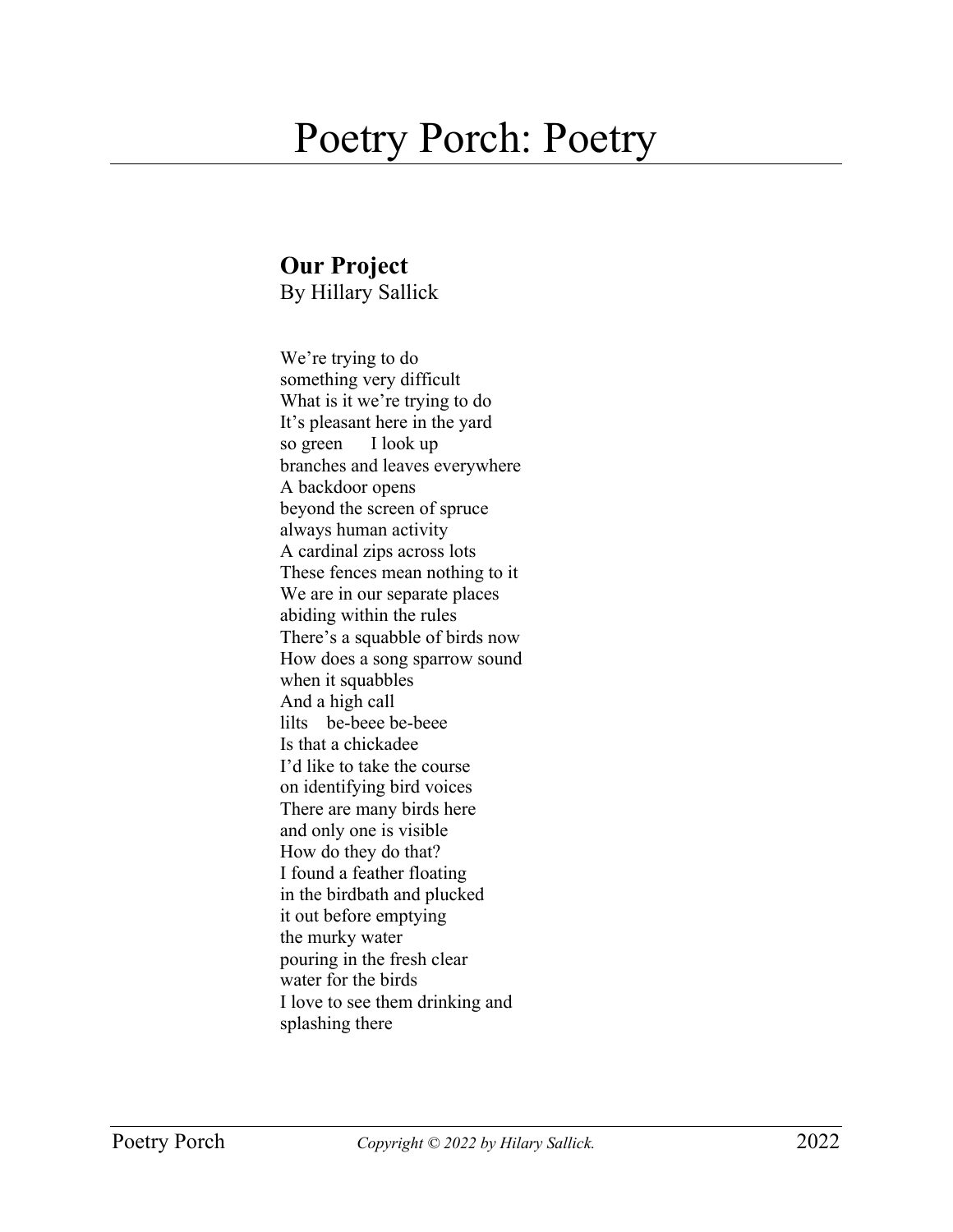# Poetry Porch: Poetry

## Our Project

By Hillary Sallick

We're trying to do  
something very difficult  
What is it we're trying to do  
It's pleasant here in the yard  
so green      I look up  
branches and leaves everywhere  
A backdoor opens  
beyond the screen of spruce  
always human activity  
A cardinal zips across lots  
These fences mean nothing to it  
We are in our separate places  
abiding within the rules  
There's a squabble of birds now  
How does a song sparrow sound  
when it squabbles  
And a high call  
lilts    be-beee be-beee  
Is that a chickadee  
I'd like to take the course  
on identifying bird voices  
There are many birds here  
and only one is visible  
How do they do that?  
I found a feather floating  
in the birdbath and plucked  
it out before emptying  
the murky water  
pouring in the fresh clear  
water for the birds  
I love to see them drinking and  
splashing there

*Copyright © 2022 by Hilary Sallick.*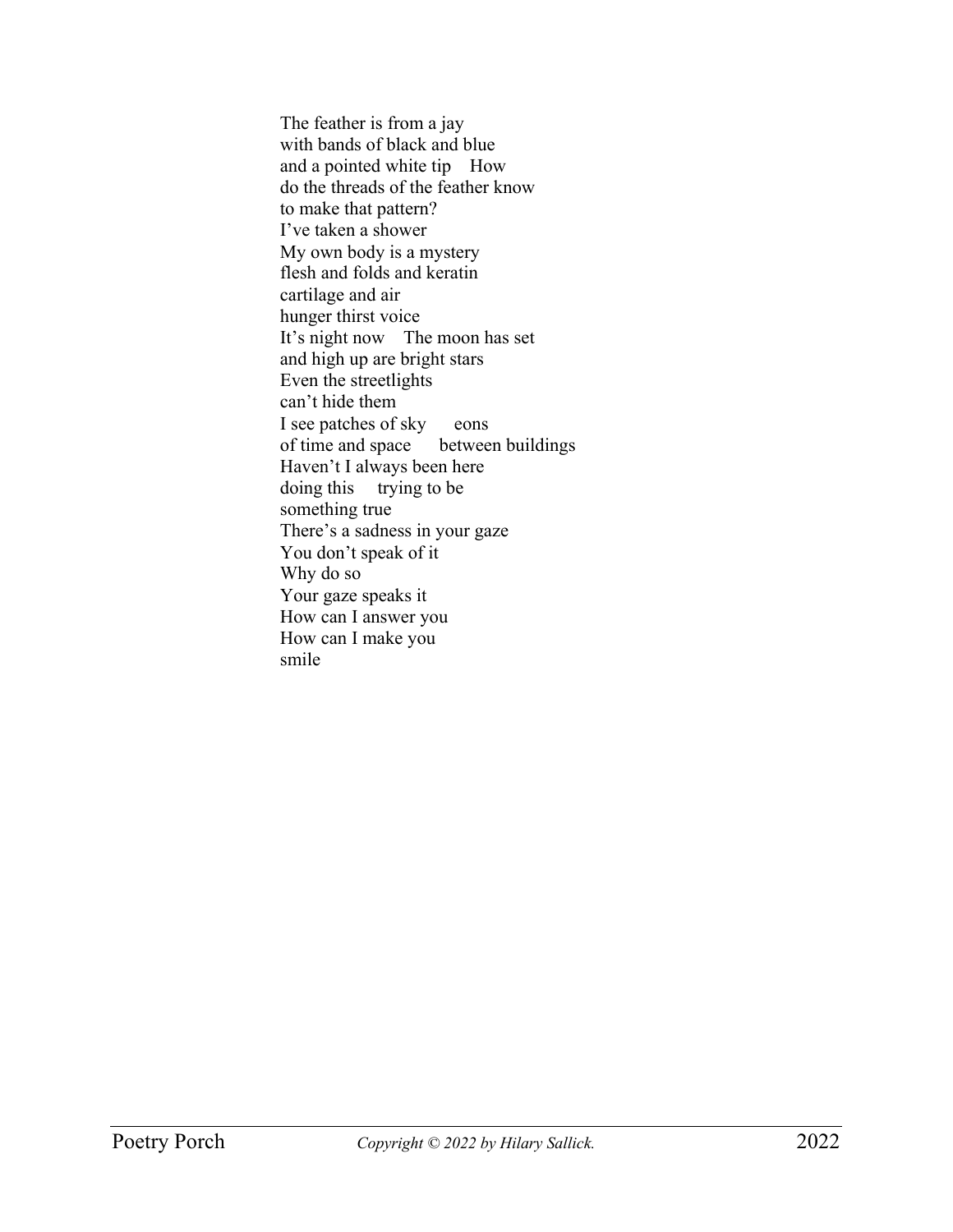The feather is from a jay  
with bands of black and blue  
and a pointed white tip    How  
do the threads of the feather know  
to make that pattern?  
I've taken a shower  
My own body is a mystery  
flesh and folds and keratin  
cartilage and air  
hunger thirst voice  
It's night now    The moon has set  
and high up are bright stars  
Even the streetlights  
can't hide them  
I see patches of sky      eons  
of time and space      between buildings  
Haven't I always been here  
doing this     trying to be  
something true  
There's a sadness in your gaze  
You don't speak of it  
Why do so  
Your gaze speaks it  
How can I answer you  
How can I make you  
smile

*Copyright © 2022 by Hilary Sallick.*